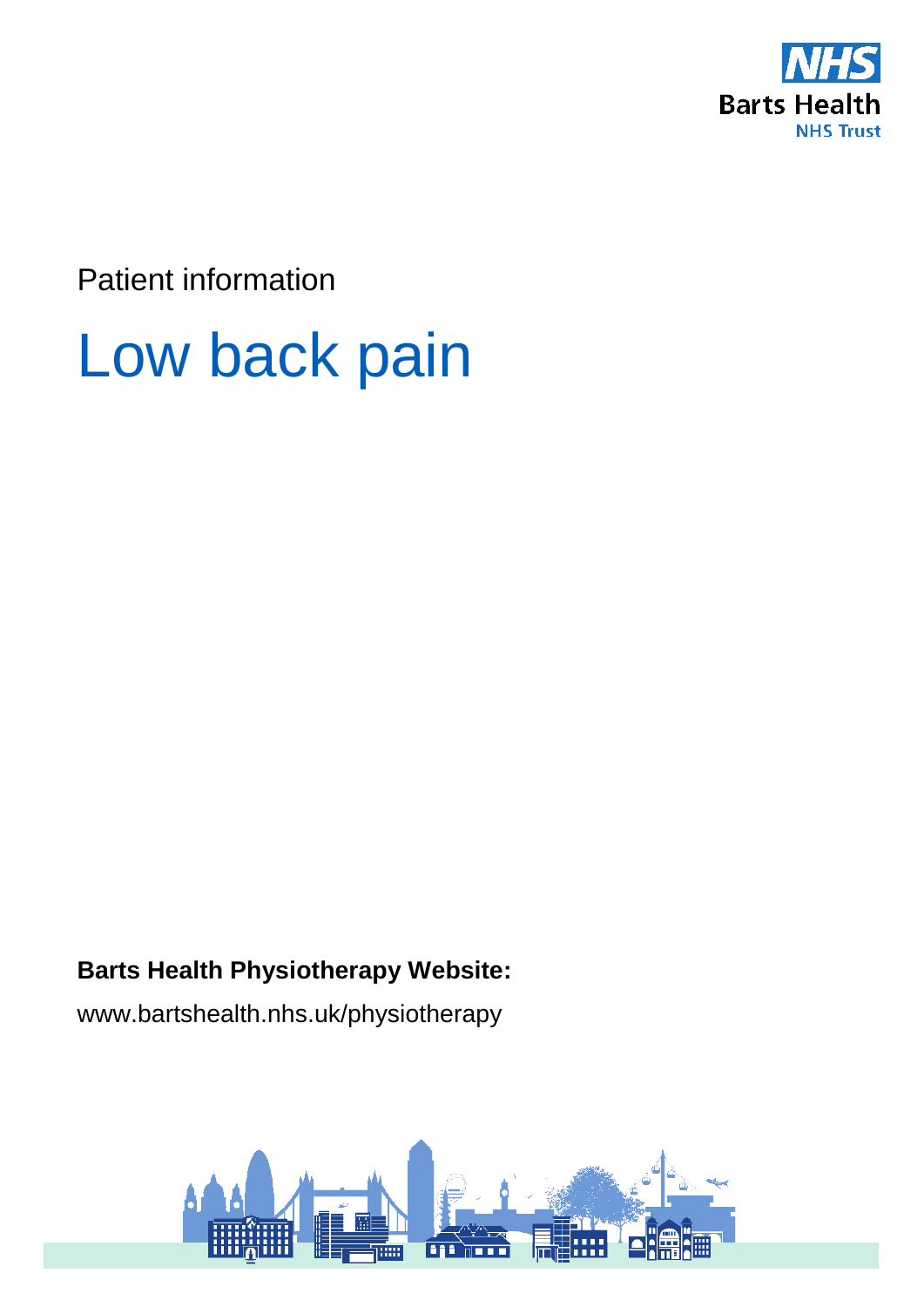Barts Health
NHS Trust

Patient information

# Low back pain

**Barts Health Physiotherapy Website:**

www.bartshealth.nhs.uk/physiotherapy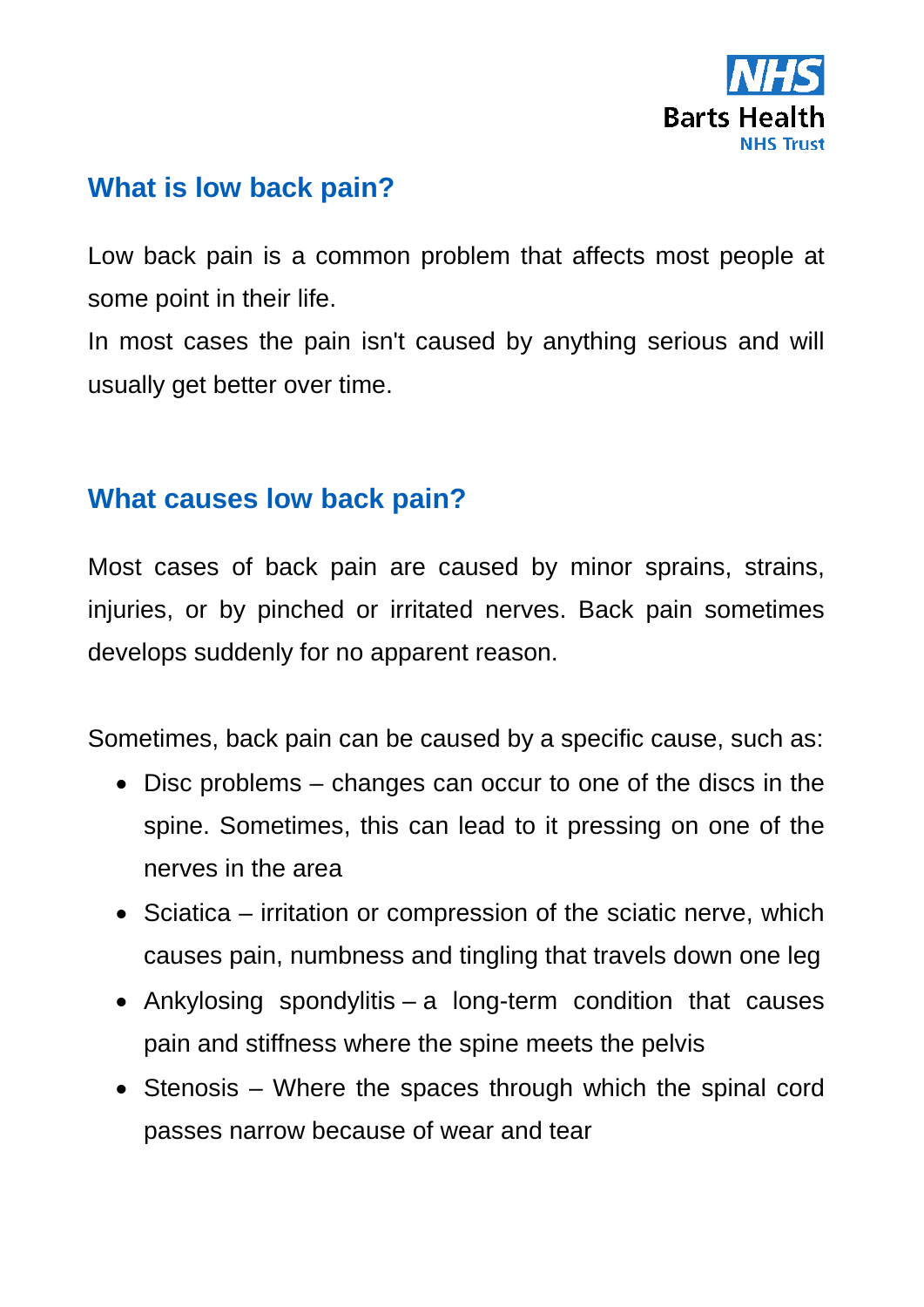## What is low back pain?

Low back pain is a common problem that affects most people at some point in their life.

In most cases the pain isn't caused by anything serious and will usually get better over time.

## What causes low back pain?

Most cases of back pain are caused by minor sprains, strains, injuries, or by pinched or irritated nerves. Back pain sometimes develops suddenly for no apparent reason.

Sometimes, back pain can be caused by a specific cause, such as:

- Disc problems – changes can occur to one of the discs in the spine. Sometimes, this can lead to it pressing on one of the nerves in the area
- Sciatica – irritation or compression of the sciatic nerve, which causes pain, numbness and tingling that travels down one leg
- Ankylosing spondylitis – a long-term condition that causes pain and stiffness where the spine meets the pelvis
- Stenosis – Where the spaces through which the spinal cord passes narrow because of wear and tear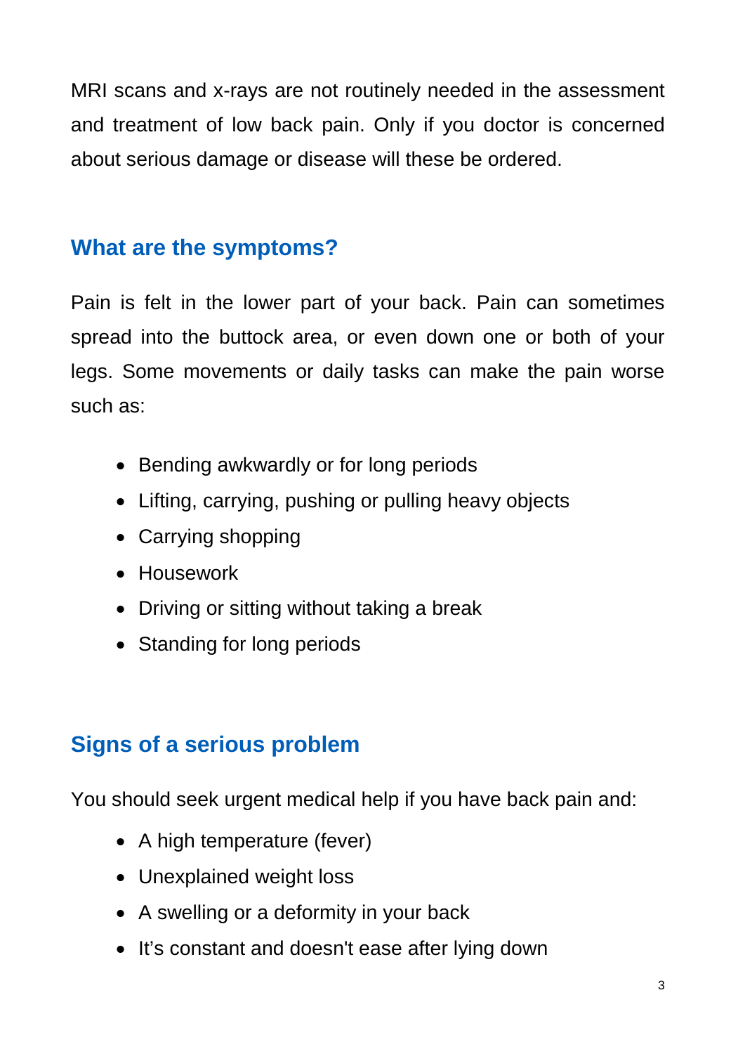MRI scans and x-rays are not routinely needed in the assessment and treatment of low back pain. Only if you doctor is concerned about serious damage or disease will these be ordered.

## What are the symptoms?

Pain is felt in the lower part of your back. Pain can sometimes spread into the buttock area, or even down one or both of your legs. Some movements or daily tasks can make the pain worse such as:

- Bending awkwardly or for long periods
- Lifting, carrying, pushing or pulling heavy objects
- Carrying shopping
- Housework
- Driving or sitting without taking a break
- Standing for long periods

## Signs of a serious problem

You should seek urgent medical help if you have back pain and:

- A high temperature (fever)
- Unexplained weight loss
- A swelling or a deformity in your back
- It's constant and doesn't ease after lying down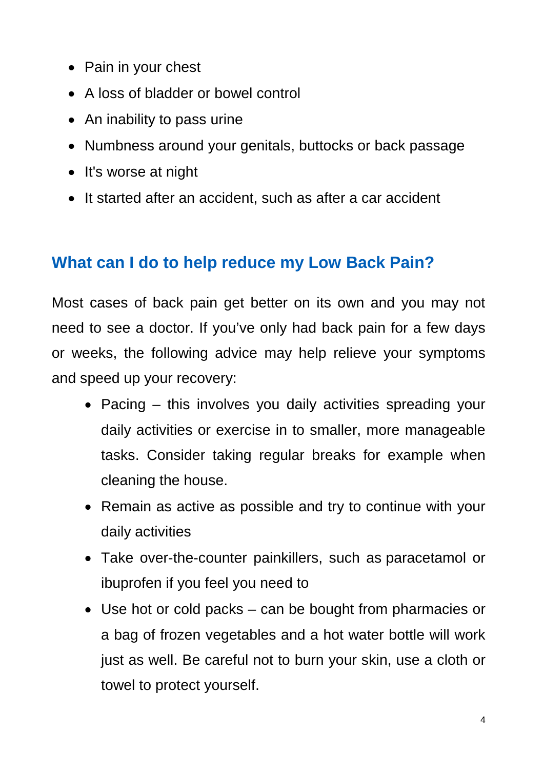- Pain in your chest
- A loss of bladder or bowel control
- An inability to pass urine
- Numbness around your genitals, buttocks or back passage
- It's worse at night
- It started after an accident, such as after a car accident

## What can I do to help reduce my Low Back Pain?

Most cases of back pain get better on its own and you may not need to see a doctor. If you've only had back pain for a few days or weeks, the following advice may help relieve your symptoms and speed up your recovery:

- Pacing – this involves you daily activities spreading your daily activities or exercise in to smaller, more manageable tasks. Consider taking regular breaks for example when cleaning the house.
- Remain as active as possible and try to continue with your daily activities
- Take over-the-counter painkillers, such as paracetamol or ibuprofen if you feel you need to
- Use hot or cold packs – can be bought from pharmacies or a bag of frozen vegetables and a hot water bottle will work just as well. Be careful not to burn your skin, use a cloth or towel to protect yourself.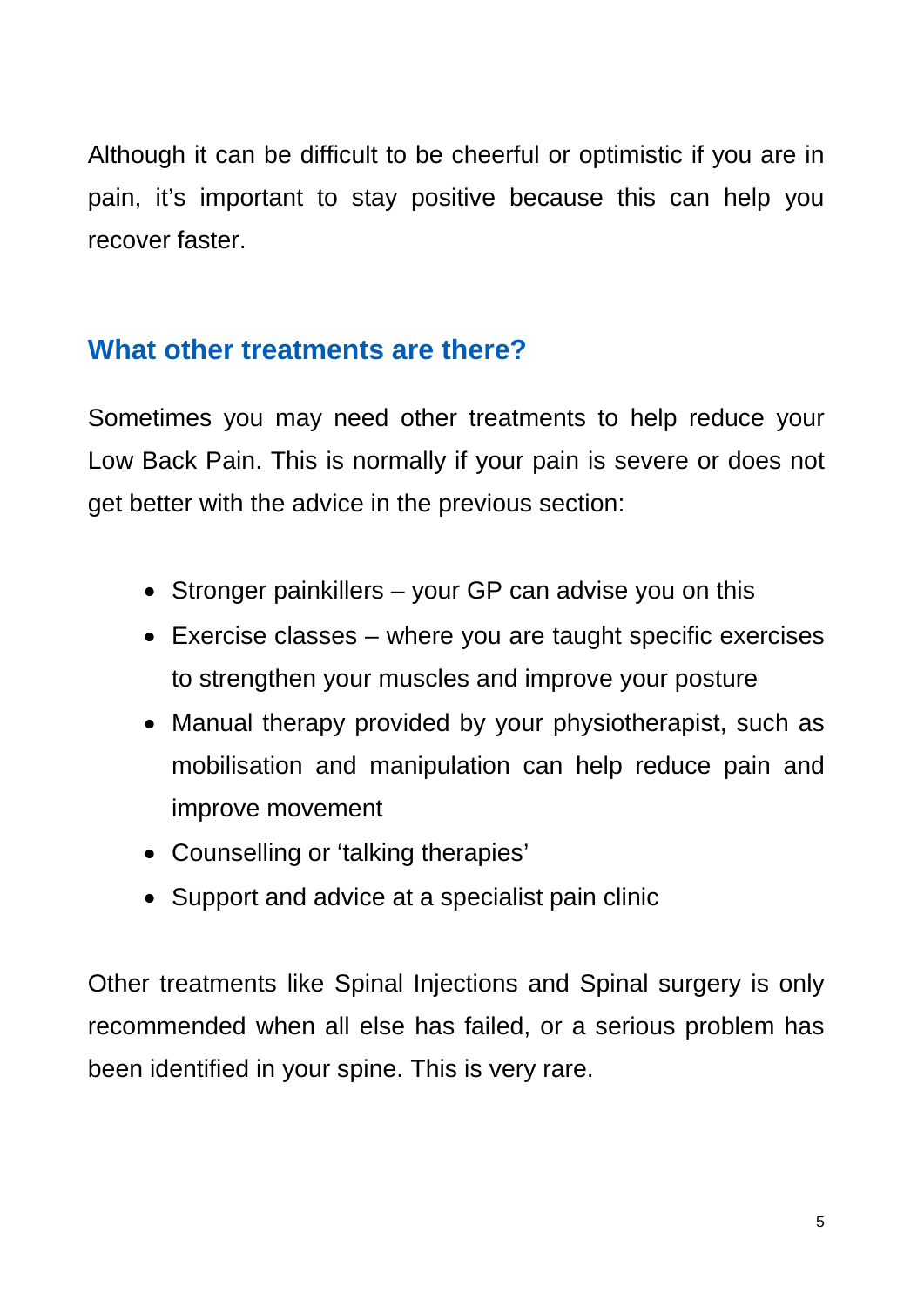Although it can be difficult to be cheerful or optimistic if you are in pain, it's important to stay positive because this can help you recover faster.

## What other treatments are there?

Sometimes you may need other treatments to help reduce your Low Back Pain. This is normally if your pain is severe or does not get better with the advice in the previous section:

- Stronger painkillers – your GP can advise you on this
- Exercise classes – where you are taught specific exercises to strengthen your muscles and improve your posture
- Manual therapy provided by your physiotherapist, such as mobilisation and manipulation can help reduce pain and improve movement
- Counselling or 'talking therapies'
- Support and advice at a specialist pain clinic

Other treatments like Spinal Injections and Spinal surgery is only recommended when all else has failed, or a serious problem has been identified in your spine. This is very rare.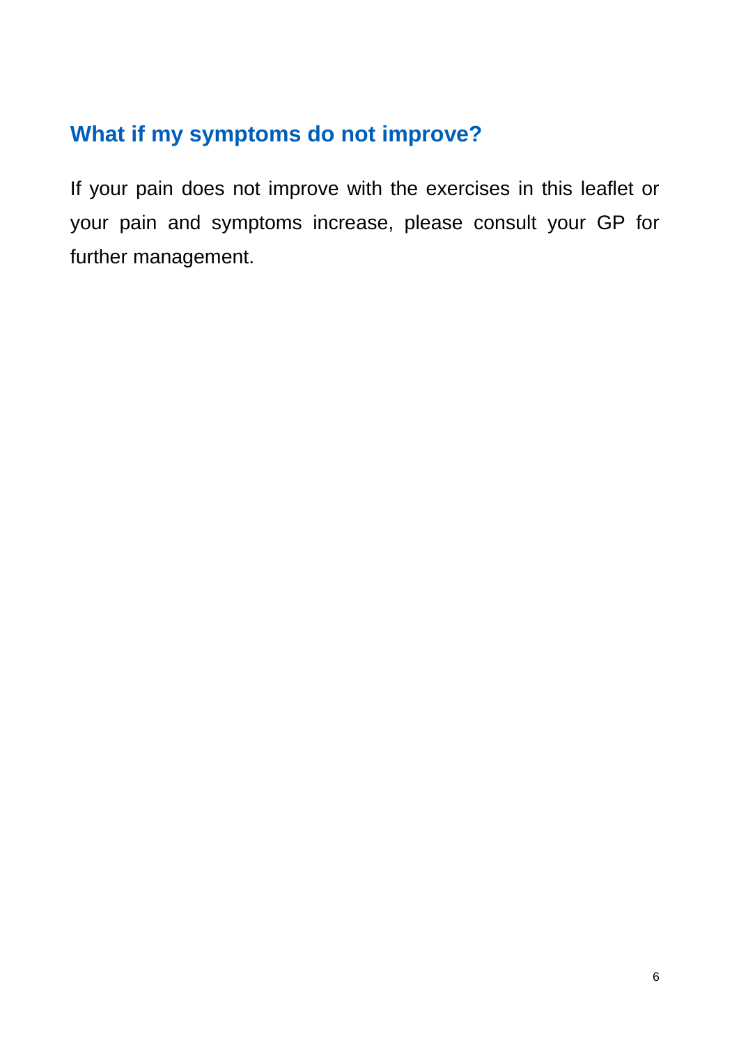## What if my symptoms do not improve?

If your pain does not improve with the exercises in this leaflet or your pain and symptoms increase, please consult your GP for further management.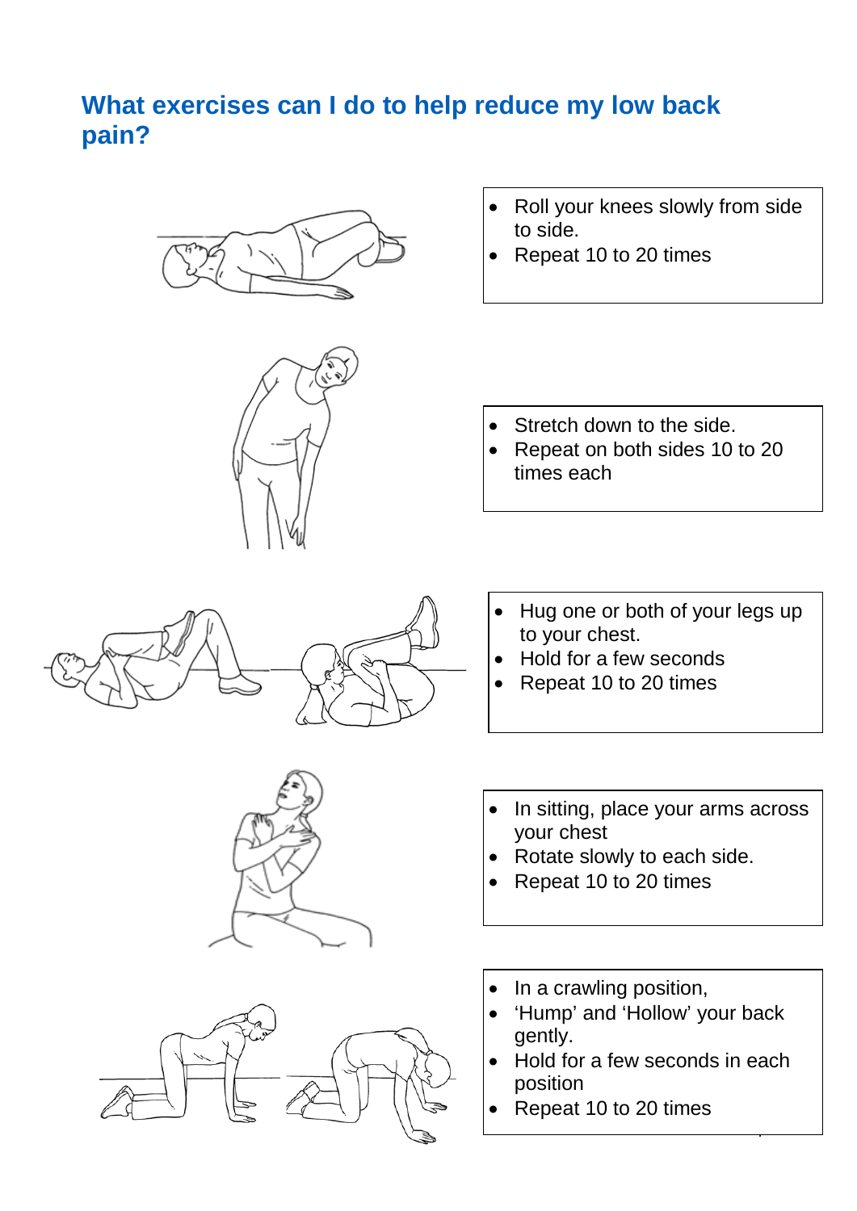## What exercises can I do to help reduce my low back pain?

- Roll your knees slowly from side to side.
- Repeat 10 to 20 times

- Stretch down to the side.
- Repeat on both sides 10 to 20 times each

- Hug one or both of your legs up to your chest.
- Hold for a few seconds
- Repeat 10 to 20 times

- In sitting, place your arms across your chest
- Rotate slowly to each side.
- Repeat 10 to 20 times

- In a crawling position,
- ‘Hump’ and ‘Hollow’ your back gently.
- Hold for a few seconds in each position
- Repeat 10 to 20 times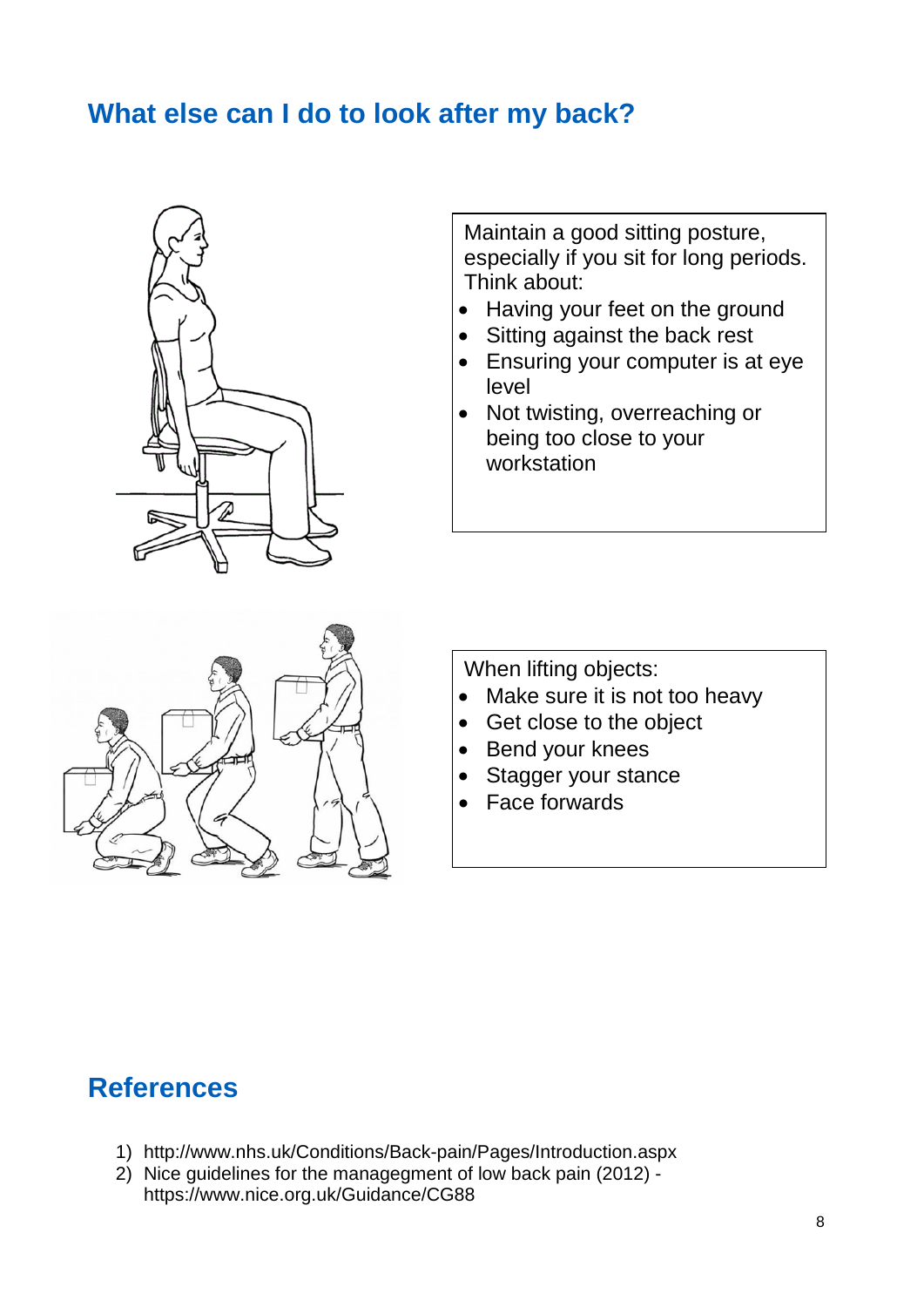## What else can I do to look after my back?

Maintain a good sitting posture, especially if you sit for long periods. Think about:

- Having your feet on the ground
- Sitting against the back rest
- Ensuring your computer is at eye level
- Not twisting, overreaching or being too close to your workstation

When lifting objects:

- Make sure it is not too heavy
- Get close to the object
- Bend your knees
- Stagger your stance
- Face forwards

## References

1) http://www.nhs.uk/Conditions/Back-pain/Pages/Introduction.aspx
2) Nice guidelines for the managegment of low back pain (2012) - https://www.nice.org.uk/Guidance/CG88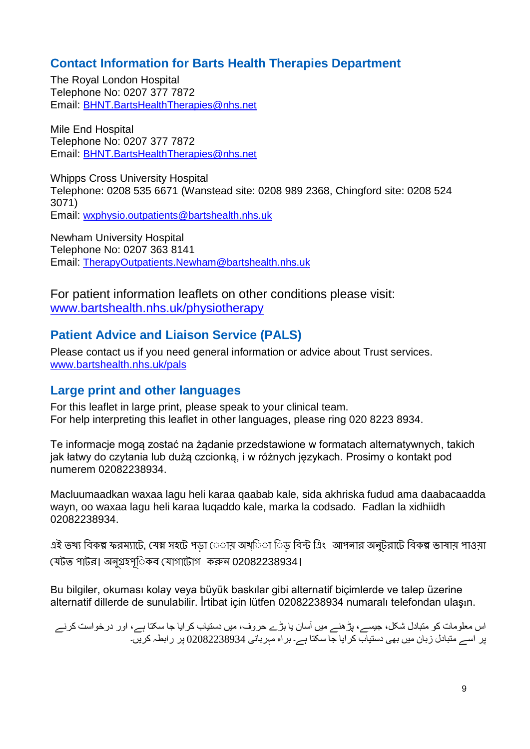## Contact Information for Barts Health Therapies Department

The Royal London Hospital
Telephone No: 0207 377 7872
Email: BHNT.BartsHealthTherapies@nhs.net

Mile End Hospital
Telephone No: 0207 377 7872
Email: BHNT.BartsHealthTherapies@nhs.net

Whipps Cross University Hospital
Telephone: 0208 535 6671 (Wanstead site: 0208 989 2368, Chingford site: 0208 524 3071)
Email: wxphysio.outpatients@bartshealth.nhs.uk

Newham University Hospital
Telephone No: 0207 363 8141
Email: TherapyOutpatients.Newham@bartshealth.nhs.uk

For patient information leaflets on other conditions please visit: www.bartshealth.nhs.uk/physiotherapy

## Patient Advice and Liaison Service (PALS)

Please contact us if you need general information or advice about Trust services. www.bartshealth.nhs.uk/pals

## Large print and other languages

For this leaflet in large print, please speak to your clinical team.
For help interpreting this leaflet in other languages, please ring 020 8223 8934.

Te informacje mogą zostać na żądanie przedstawione w formatach alternatywnych, takich jak łatwy do czytania lub dużą czcionką, i w różnych językach. Prosimy o kontakt pod numerem 02082238934.

Macluumaadkan waxaa lagu heli karaa qaabab kale, sida akhriska fudud ama daabacaadda wayn, oo waxaa lagu heli karaa luqaddo kale, marka la codsado. Fadlan la xidhiidh 02082238934.

এই তথ্য বিকল্প ফরম্যাটে, যেমন সহজে পড়া যায় অথবা বড় প্রিন্ট এবং আপনার অনুরোধে বিকল্প ভাষায় পাওয়া যেতে পারে। অনুগ্রহপূর্বক যোগাযোগ করুন 02082238934।

Bu bilgiler, okuması kolay veya büyük baskılar gibi alternatif biçimlerde ve talep üzerine alternatif dillerde de sunulabilir. İrtibat için lütfen 02082238934 numaralı telefondan ulaşın.

اس معلومات کو متبادل شکل، جیسے، پڑھنے میں آسان یا بڑے حروف، میں دستیاب کرایا جا سکتا ہے، اور درخواست کرنے پر اسے متبادل زبان میں بھی دستیاب کرایا جا سکتا ہے۔ براہ مہربانی 02082238934 پر رابطہ کریں۔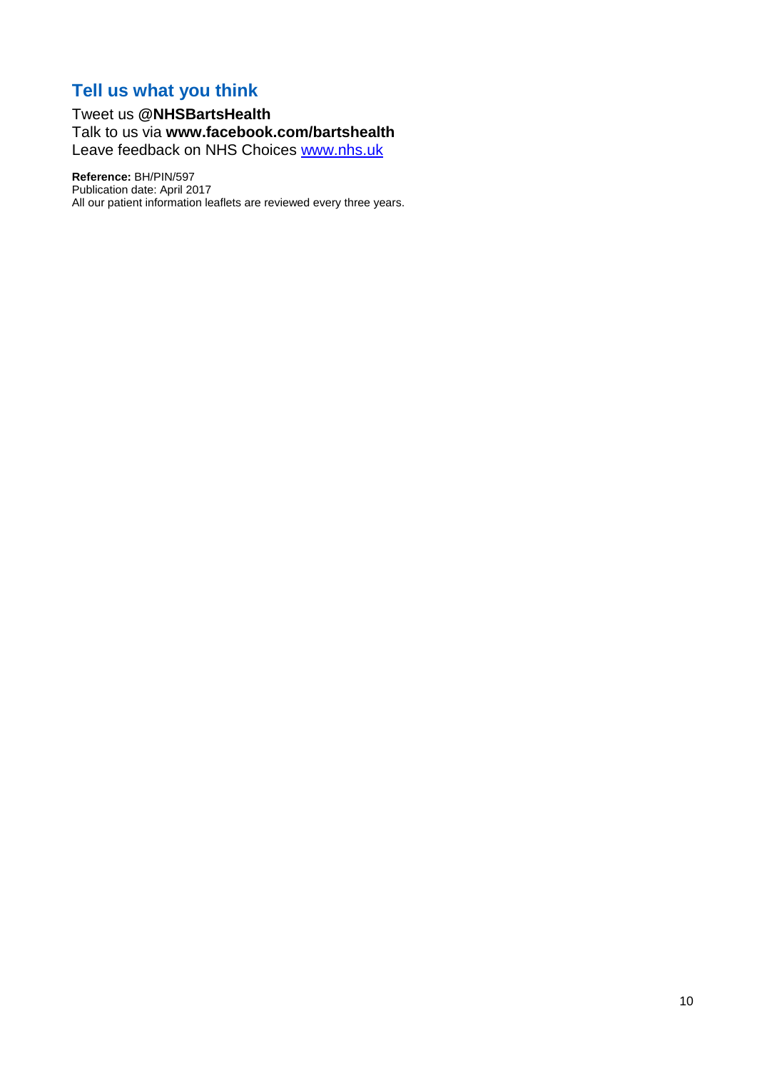## Tell us what you think

Tweet us @**NHSBartsHealth**
Talk to us via **www.facebook.com/bartshealth**
Leave feedback on NHS Choices www.nhs.uk

**Reference:** BH/PIN/597
Publication date: April 2017
All our patient information leaflets are reviewed every three years.